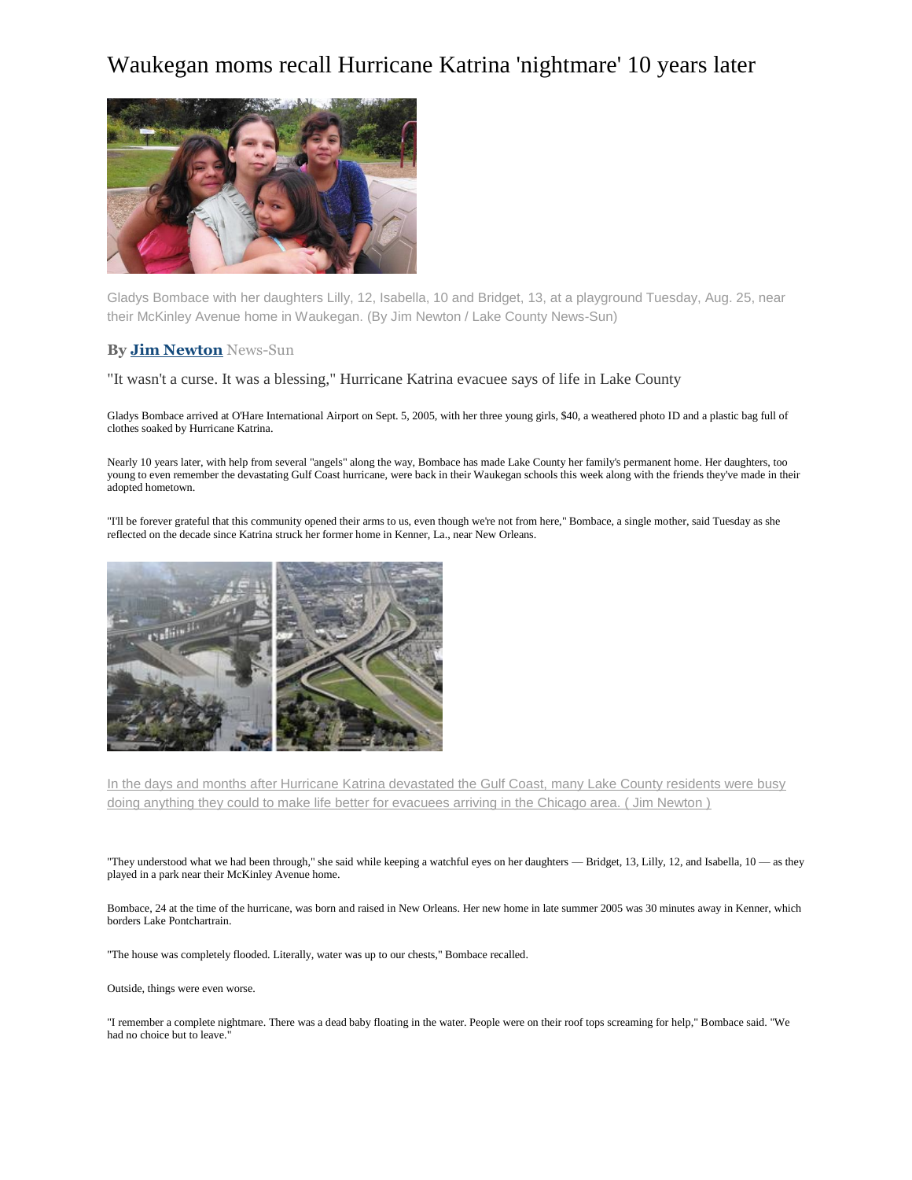# Waukegan moms recall Hurricane Katrina 'nightmare' 10 years later

Gladys Bombace with her daughters Lilly, 12, Isabella, 10 and Bridget, 13, at a playground Tuesday, Aug. 25, near their McKinley Avenue home in Waukegan. (By Jim Newton / Lake County News-Sun)

**By Jim Newton** News-Sun

"It wasn't a curse. It was a blessing," Hurricane Katrina evacuee says of life in Lake County

Gladys Bombace arrived at O'Hare International Airport on Sept. 5, 2005, with her three young girls, $40, a weathered photo ID and a plastic bag full of clothes soaked by Hurricane Katrina.

Nearly 10 years later, with help from several "angels" along the way, Bombace has made Lake County her family's permanent home. Her daughters, too young to even remember the devastating Gulf Coast hurricane, were back in their Waukegan schools this week along with the friends they've made in their adopted hometown.

"I'll be forever grateful that this community opened their arms to us, even though we're not from here," Bombace, a single mother, said Tuesday as she reflected on the decade since Katrina struck her former home in Kenner, La., near New Orleans.

In the days and months after Hurricane Katrina devastated the Gulf Coast, many Lake County residents were busy doing anything they could to make life better for evacuees arriving in the Chicago area. ( Jim Newton )

"They understood what we had been through," she said while keeping a watchful eyes on her daughters — Bridget, 13, Lilly, 12, and Isabella, 10 — as they played in a park near their McKinley Avenue home.

Bombace, 24 at the time of the hurricane, was born and raised in New Orleans. Her new home in late summer 2005 was 30 minutes away in Kenner, which borders Lake Pontchartrain.

"The house was completely flooded. Literally, water was up to our chests," Bombace recalled.

Outside, things were even worse.

"I remember a complete nightmare. There was a dead baby floating in the water. People were on their roof tops screaming for help," Bombace said. "We had no choice but to leave."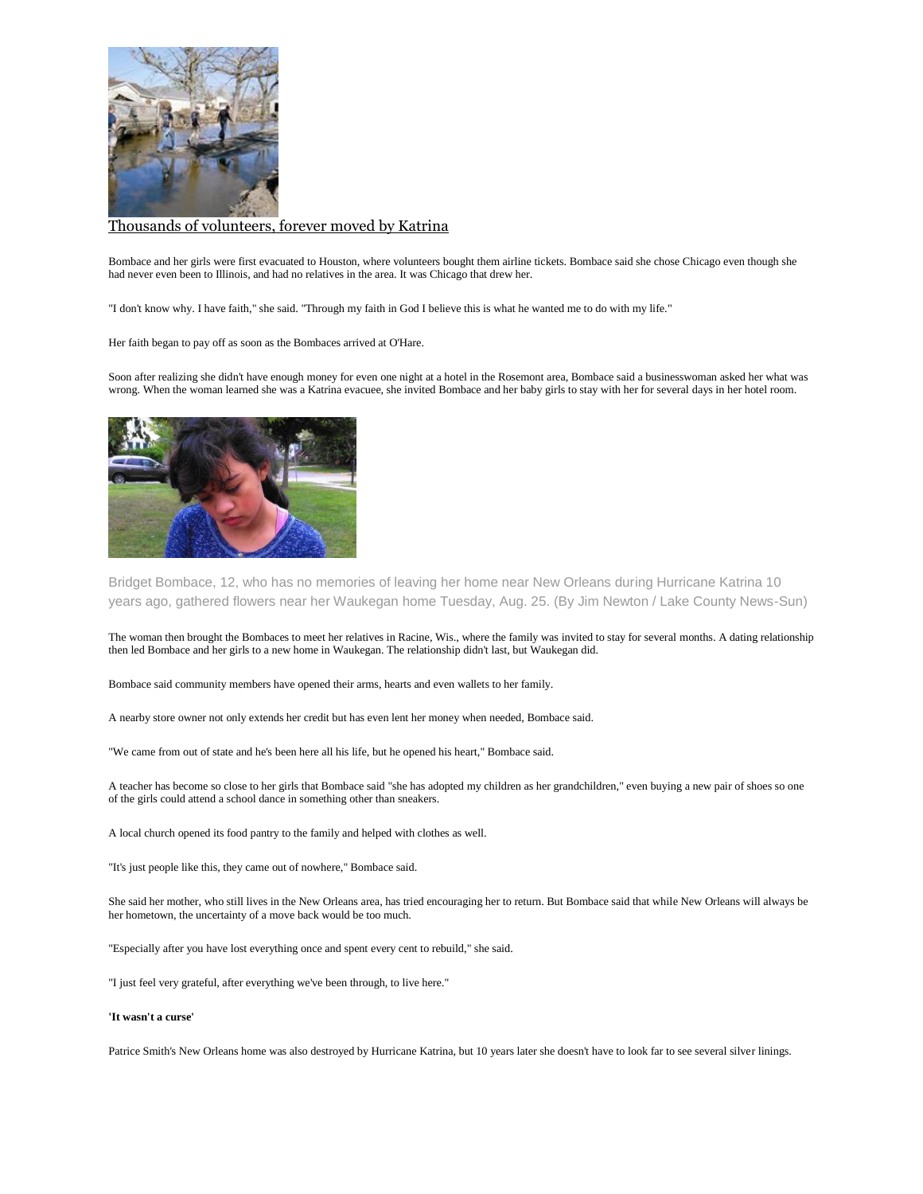Thousands of volunteers, forever moved by Katrina

Bombace and her girls were first evacuated to Houston, where volunteers bought them airline tickets. Bombace said she chose Chicago even though she had never even been to Illinois, and had no relatives in the area. It was Chicago that drew her.

"I don't know why. I have faith," she said. "Through my faith in God I believe this is what he wanted me to do with my life."

Her faith began to pay off as soon as the Bombaces arrived at O'Hare.

Soon after realizing she didn't have enough money for even one night at a hotel in the Rosemont area, Bombace said a businesswoman asked her what was wrong. When the woman learned she was a Katrina evacuee, she invited Bombace and her baby girls to stay with her for several days in her hotel room.

Bridget Bombace, 12, who has no memories of leaving her home near New Orleans during Hurricane Katrina 10 years ago, gathered flowers near her Waukegan home Tuesday, Aug. 25. (By Jim Newton / Lake County News-Sun)

The woman then brought the Bombaces to meet her relatives in Racine, Wis., where the family was invited to stay for several months. A dating relationship then led Bombace and her girls to a new home in Waukegan. The relationship didn't last, but Waukegan did.

Bombace said community members have opened their arms, hearts and even wallets to her family.

A nearby store owner not only extends her credit but has even lent her money when needed, Bombace said.

"We came from out of state and he's been here all his life, but he opened his heart," Bombace said.

A teacher has become so close to her girls that Bombace said "she has adopted my children as her grandchildren," even buying a new pair of shoes so one of the girls could attend a school dance in something other than sneakers.

A local church opened its food pantry to the family and helped with clothes as well.

"It's just people like this, they came out of nowhere," Bombace said.

She said her mother, who still lives in the New Orleans area, has tried encouraging her to return. But Bombace said that while New Orleans will always be her hometown, the uncertainty of a move back would be too much.

"Especially after you have lost everything once and spent every cent to rebuild," she said.

"I just feel very grateful, after everything we've been through, to live here."

**'It wasn't a curse'**

Patrice Smith's New Orleans home was also destroyed by Hurricane Katrina, but 10 years later she doesn't have to look far to see several silver linings.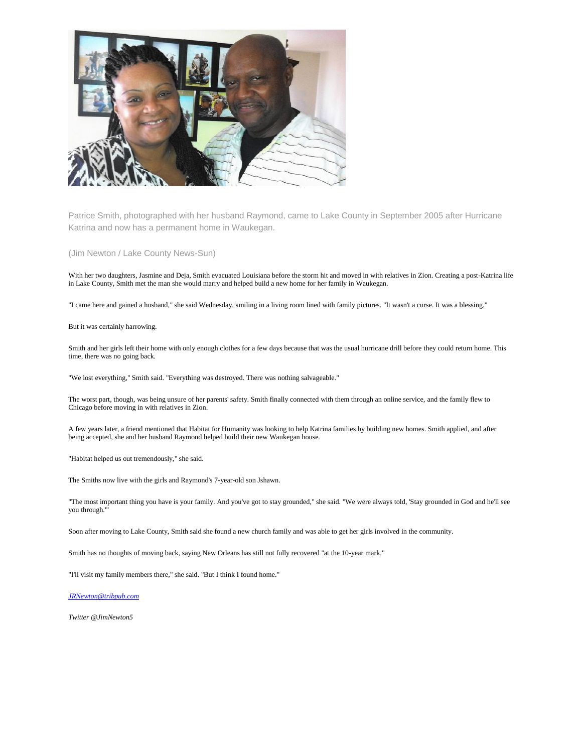Patrice Smith, photographed with her husband Raymond, came to Lake County in September 2005 after Hurricane Katrina and now has a permanent home in Waukegan.

(Jim Newton / Lake County News-Sun)

With her two daughters, Jasmine and Deja, Smith evacuated Louisiana before the storm hit and moved in with relatives in Zion. Creating a post-Katrina life in Lake County, Smith met the man she would marry and helped build a new home for her family in Waukegan.

"I came here and gained a husband," she said Wednesday, smiling in a living room lined with family pictures. "It wasn't a curse. It was a blessing."

But it was certainly harrowing.

Smith and her girls left their home with only enough clothes for a few days because that was the usual hurricane drill before they could return home. This time, there was no going back.

"We lost everything," Smith said. "Everything was destroyed. There was nothing salvageable."

The worst part, though, was being unsure of her parents' safety. Smith finally connected with them through an online service, and the family flew to Chicago before moving in with relatives in Zion.

A few years later, a friend mentioned that Habitat for Humanity was looking to help Katrina families by building new homes. Smith applied, and after being accepted, she and her husband Raymond helped build their new Waukegan house.

"Habitat helped us out tremendously," she said.

The Smiths now live with the girls and Raymond's 7-year-old son Jshawn.

"The most important thing you have is your family. And you've got to stay grounded," she said. "We were always told, 'Stay grounded in God and he'll see you through.'"

Soon after moving to Lake County, Smith said she found a new church family and was able to get her girls involved in the community.

Smith has no thoughts of moving back, saying New Orleans has still not fully recovered "at the 10-year mark."

"I'll visit my family members there," she said. "But I think I found home."

*JRNewton@tribpub.com*

*Twitter @JimNewton5*